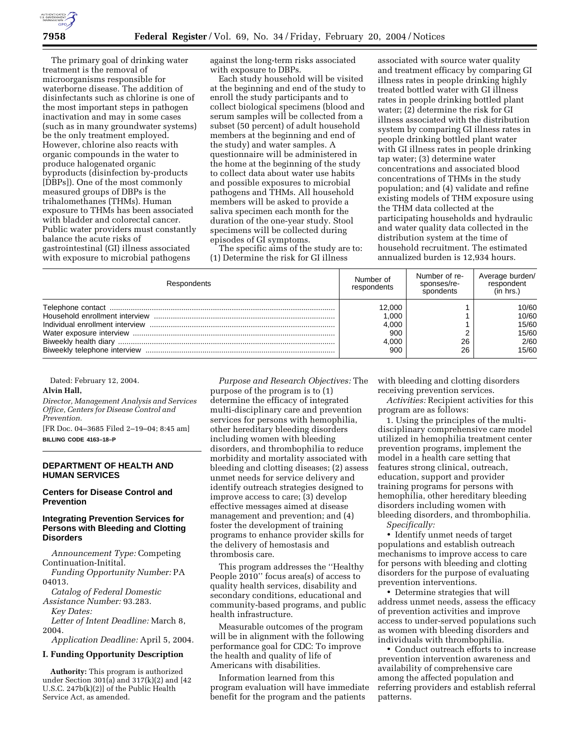The primary goal of drinking water treatment is the removal of microorganisms responsible for waterborne disease. The addition of disinfectants such as chlorine is one of the most important steps in pathogen inactivation and may in some cases (such as in many groundwater systems) be the only treatment employed. However, chlorine also reacts with organic compounds in the water to produce halogenated organic byproducts (disinfection by-products [DBPs]). One of the most commonly measured groups of DBPs is the trihalomethanes (THMs). Human exposure to THMs has been associated with bladder and colorectal cancer. Public water providers must constantly balance the acute risks of gastrointestinal (GI) illness associated with exposure to microbial pathogens against the long-term risks associated with exposure to DBPs.

Each study household will be visited at the beginning and end of the study to enroll the study participants and to collect biological specimens (blood and serum samples will be collected from a subset (50 percent) of adult household members at the beginning and end of the study) and water samples. A questionnaire will be administered in the home at the beginning of the study to collect data about water use habits and possible exposures to microbial pathogens and THMs. All household members will be asked to provide a saliva specimen each month for the duration of the one-year study. Stool specimens will be collected during episodes of GI symptoms.

The specific aims of the study are to: (1) Determine the risk for GI illness associated with source water quality and treatment efficacy by comparing GI illness rates in people drinking highly treated bottled water with GI illness rates in people drinking bottled plant water; (2) determine the risk for GI illness associated with the distribution system by comparing GI illness rates in people drinking bottled plant water with GI illness rates in people drinking tap water; (3) determine water concentrations and associated blood concentrations of THMs in the study population; and (4) validate and refine existing models of THM exposure using the THM data collected at the participating households and hydraulic and water quality data collected in the distribution system at the time of household recruitment. The estimated annualized burden is 12,934 hours.

| Respondents | Number of respondents | Number of responses/respondents | Average burden/respondent (in hrs.) |
|---|---|---|---|
| Telephone contact | 12,000 | 1 | 10/60 |
| Household enrollment interview | 1,000 | 1 | 10/60 |
| Individual enrollment interview | 4,000 | 1 | 15/60 |
| Water exposure interview | 900 | 2 | 15/60 |
| Biweekly health diary | 4,000 | 26 | 2/60 |
| Biweekly telephone interview | 900 | 26 | 15/60 |

Dated: February 12, 2004.

**Alvin Hall,**

*Director, Management Analysis and Services Office, Centers for Disease Control and Prevention.*

[FR Doc. 04–3685 Filed 2–19–04; 8:45 am]

**BILLING CODE 4163–18–P**

## DEPARTMENT OF HEALTH AND HUMAN SERVICES

### Centers for Disease Control and Prevention

### Integrating Prevention Services for Persons with Bleeding and Clotting Disorders

*Announcement Type:* Competing Continuation-Initital.

*Funding Opportunity Number:* PA 04013.

*Catalog of Federal Domestic Assistance Number:* 93.283.

*Key Dates:*

*Letter of Intent Deadline:* March 8, 2004.

*Application Deadline:* April 5, 2004.

### I. Funding Opportunity Description

**Authority:** This program is authorized under Section 301(a) and 317(k)(2) and [42 U.S.C. 247b(k)(2)] of the Public Health Service Act, as amended.

*Purpose and Research Objectives:* The purpose of the program is to (1) determine the efficacy of integrated multi-disciplinary care and prevention services for persons with hemophilia, other hereditary bleeding disorders including women with bleeding disorders, and thrombophilia to reduce morbidity and mortality associated with bleeding and clotting diseases; (2) assess unmet needs for service delivery and identify outreach strategies designed to improve access to care; (3) develop effective messages aimed at disease management and prevention; and (4) foster the development of training programs to enhance provider skills for the delivery of hemostasis and thrombosis care.

This program addresses the ''Healthy People 2010'' focus area(s) of access to quality health services, disability and secondary conditions, educational and community-based programs, and public health infrastructure.

Measurable outcomes of the program will be in alignment with the following performance goal for CDC: To improve the health and quality of life of Americans with disabilities.

Information learned from this program evaluation will have immediate benefit for the program and the patients with bleeding and clotting disorders receiving prevention services.

*Activities:* Recipient activities for this program are as follows:

1. Using the principles of the multi-disciplinary comprehensive care model utilized in hemophilia treatment center prevention programs, implement the model in a health care setting that features strong clinical, outreach, education, support and provider training programs for persons with hemophilia, other hereditary bleeding disorders including women with bleeding disorders, and thrombophilia.

*Specifically:*

- Identify unmet needs of target populations and establish outreach mechanisms to improve access to care for persons with bleeding and clotting disorders for the purpose of evaluating prevention interventions.
- Determine strategies that will address unmet needs, assess the efficacy of prevention activities and improve access to under-served populations such as women with bleeding disorders and individuals with thrombophilia.
- Conduct outreach efforts to increase prevention intervention awareness and availability of comprehensive care among the affected population and referring providers and establish referral patterns.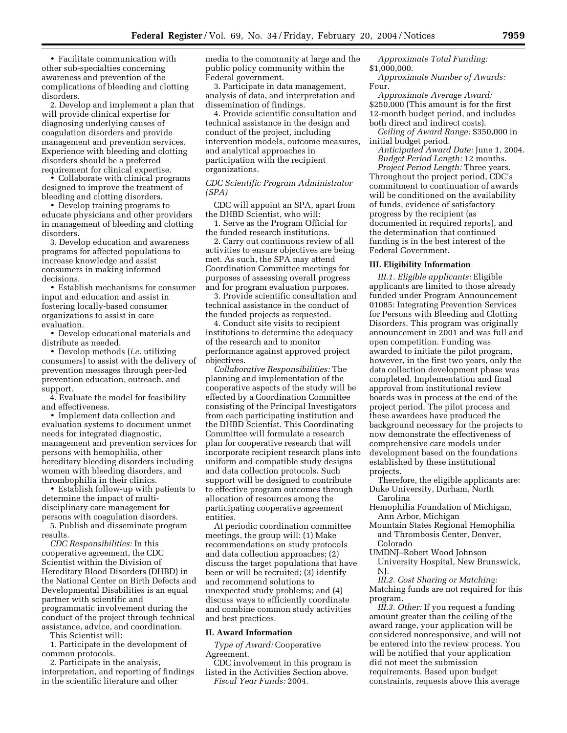- Facilitate communication with other sub-specialties concerning awareness and prevention of the complications of bleeding and clotting disorders.

2. Develop and implement a plan that will provide clinical expertise for diagnosing underlying causes of coagulation disorders and provide management and prevention services. Experience with bleeding and clotting disorders should be a preferred requirement for clinical expertise.

- Collaborate with clinical programs designed to improve the treatment of bleeding and clotting disorders.
- Develop training programs to educate physicians and other providers in management of bleeding and clotting disorders.

3. Develop education and awareness programs for affected populations to increase knowledge and assist consumers in making informed decisions.

- Establish mechanisms for consumer input and education and assist in fostering locally-based consumer organizations to assist in care evaluation.
- Develop educational materials and distribute as needed.
- Develop methods (*i.e.* utilizing consumers) to assist with the delivery of prevention messages through peer-led prevention education, outreach, and support.

4. Evaluate the model for feasibility and effectiveness.

- Implement data collection and evaluation systems to document unmet needs for integrated diagnostic, management and prevention services for persons with hemophilia, other hereditary bleeding disorders including women with bleeding disorders, and thrombophilia in their clinics.
- Establish follow-up with patients to determine the impact of multi-disciplinary care management for persons with coagulation disorders.

5. Publish and disseminate program results.

*CDC Responsibilities:* In this cooperative agreement, the CDC Scientist within the Division of Hereditary Blood Disorders (DHBD) in the National Center on Birth Defects and Developmental Disabilities is an equal partner with scientific and programmatic involvement during the conduct of the project through technical assistance, advice, and coordination.

This Scientist will:

1. Participate in the development of common protocols.
2. Participate in the analysis, interpretation, and reporting of findings in the scientific literature and other media to the community at large and the public policy community within the Federal government.
3. Participate in data management, analysis of data, and interpretation and dissemination of findings.
4. Provide scientific consultation and technical assistance in the design and conduct of the project, including intervention models, outcome measures, and analytical approaches in participation with the recipient organizations.

*CDC Scientific Program Administrator (SPA)*

CDC will appoint an SPA, apart from the DHBD Scientist, who will:

1. Serve as the Program Official for the funded research institutions.
2. Carry out continuous review of all activities to ensure objectives are being met. As such, the SPA may attend Coordination Committee meetings for purposes of assessing overall progress and for program evaluation purposes.
3. Provide scientific consultation and technical assistance in the conduct of the funded projects as requested.
4. Conduct site visits to recipient institutions to determine the adequacy of the research and to monitor performance against approved project objectives.

*Collaborative Responsibilities:* The planning and implementation of the cooperative aspects of the study will be effected by a Coordination Committee consisting of the Principal Investigators from each participating institution and the DHBD Scientist. This Coordinating Committee will formulate a research plan for cooperative research that will incorporate recipient research plans into uniform and compatible study designs and data collection protocols. Such support will be designed to contribute to effective program outcomes through allocation of resources among the participating cooperative agreement entities.

At periodic coordination committee meetings, the group will: (1) Make recommendations on study protocols and data collection approaches; (2) discuss the target populations that have been or will be recruited; (3) identify and recommend solutions to unexpected study problems; and (4) discuss ways to efficiently coordinate and combine common study activities and best practices.

## II. Award Information

*Type of Award:* Cooperative Agreement.

CDC involvement in this program is listed in the Activities Section above.

*Fiscal Year Funds:* 2004.

*Approximate Total Funding:* $1,000,000.

*Approximate Number of Awards:* Four.

*Approximate Average Award:* $250,000 (This amount is for the first 12-month budget period, and includes both direct and indirect costs).

*Ceiling of Award Range:* $350,000 in initial budget period.

*Anticipated Award Date:* June 1, 2004.

*Budget Period Length:* 12 months.

*Project Period Length:* Three years. Throughout the project period, CDC's commitment to continuation of awards will be conditioned on the availability of funds, evidence of satisfactory progress by the recipient (as documented in required reports), and the determination that continued funding is in the best interest of the Federal Government.

## III. Eligibility Information

*III.1. Eligible applicants:* Eligible applicants are limited to those already funded under Program Announcement 01085: Integrating Prevention Services for Persons with Bleeding and Clotting Disorders. This program was originally announcement in 2001 and was full and open competition. Funding was awarded to initiate the pilot program, however, in the first two years, only the data collection development phase was completed. Implementation and final approval from institutional review boards was in process at the end of the project period. The pilot process and these awardees have produced the background necessary for the projects to now demonstrate the effectiveness of comprehensive care models under development based on the foundations established by these institutional projects.

Therefore, the eligible applicants are:

Duke University, Durham, North Carolina
Hemophilia Foundation of Michigan, Ann Arbor, Michigan
Mountain States Regional Hemophilia and Thrombosis Center, Denver, Colorado
UMDNJ–Robert Wood Johnson University Hospital, New Brunswick, NJ.

*III.2. Cost Sharing or Matching:* Matching funds are not required for this program.

*III.3. Other:* If you request a funding amount greater than the ceiling of the award range, your application will be considered nonresponsive, and will not be entered into the review process. You will be notified that your application did not meet the submission requirements. Based upon budget constraints, requests above this average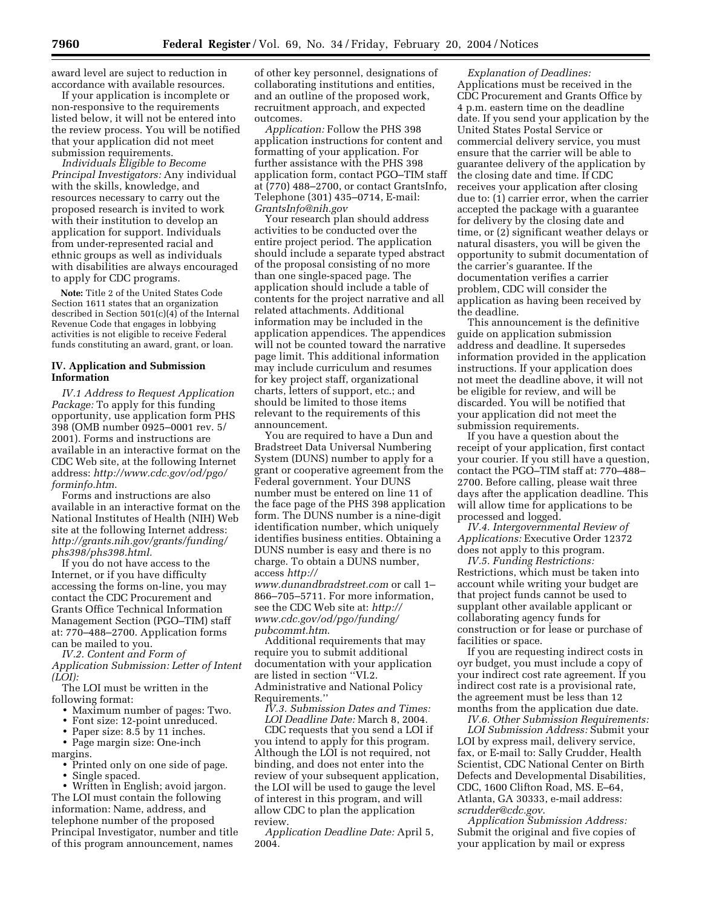award level are suject to reduction in accordance with available resources.

If your application is incomplete or non-responsive to the requirements listed below, it will not be entered into the review process. You will be notified that your application did not meet submission requirements.

*Individuals Eligible to Become Principal Investigators:* Any individual with the skills, knowledge, and resources necessary to carry out the proposed research is invited to work with their institution to develop an application for support. Individuals from under-represented racial and ethnic groups as well as individuals with disabilities are always encouraged to apply for CDC programs.

**Note:** Title 2 of the United States Code Section 1611 states that an organization described in Section 501(c)(4) of the Internal Revenue Code that engages in lobbying activities is not eligible to receive Federal funds constituting an award, grant, or loan.

### IV. Application and Submission Information

*IV.1 Address to Request Application Package:* To apply for this funding opportunity, use application form PHS 398 (OMB number 0925–0001 rev. 5/2001). Forms and instructions are available in an interactive format on the CDC Web site, at the following Internet address: *http://www.cdc.gov/od/pgo/forminfo.htm*.

Forms and instructions are also available in an interactive format on the National Institutes of Health (NIH) Web site at the following Internet address: *http://grants.nih.gov/grants/funding/phs398/phs398.html.*

If you do not have access to the Internet, or if you have difficulty accessing the forms on-line, you may contact the CDC Procurement and Grants Office Technical Information Management Section (PGO–TIM) staff at: 770–488–2700. Application forms can be mailed to you.

*IV.2. Content and Form of Application Submission: Letter of Intent (LOI):*

The LOI must be written in the following format:

- Maximum number of pages: Two.
- Font size: 12-point unreduced.
- Paper size: 8.5 by 11 inches.
- Page margin size: One-inch margins.
- Printed only on one side of page.
- Single spaced.
- Written in English; avoid jargon.

The LOI must contain the following information: Name, address, and telephone number of the proposed Principal Investigator, number and title of this program announcement, names of other key personnel, designations of collaborating institutions and entities, and an outline of the proposed work, recruitment approach, and expected outcomes.

*Application:* Follow the PHS 398 application instructions for content and formatting of your application. For further assistance with the PHS 398 application form, contact PGO–TIM staff at (770) 488–2700, or contact GrantsInfo, Telephone (301) 435–0714, E-mail: *GrantsInfo@nih.gov*

Your research plan should address activities to be conducted over the entire project period. The application should include a separate typed abstract of the proposal consisting of no more than one single-spaced page. The application should include a table of contents for the project narrative and all related attachments. Additional information may be included in the application appendices. The appendices will not be counted toward the narrative page limit. This additional information may include curriculum and resumes for key project staff, organizational charts, letters of support, etc.; and should be limited to those items relevant to the requirements of this announcement.

You are required to have a Dun and Bradstreet Data Universal Numbering System (DUNS) number to apply for a grant or cooperative agreement from the Federal government. Your DUNS number must be entered on line 11 of the face page of the PHS 398 application form. The DUNS number is a nine-digit identification number, which uniquely identifies business entities. Obtaining a DUNS number is easy and there is no charge. To obtain a DUNS number, access *http://www.dunandbradstreet.com* or call 1–866–705–5711. For more information, see the CDC Web site at: *http://www.cdc.gov/od/pgo/funding/pubcommt.htm*.

Additional requirements that may require you to submit additional documentation with your application are listed in section "VI.2. Administrative and National Policy Requirements."

*IV.3. Submission Dates and Times:*

*LOI Deadline Date:* March 8, 2004.

CDC requests that you send a LOI if you intend to apply for this program. Although the LOI is not required, not binding, and does not enter into the review of your subsequent application, the LOI will be used to gauge the level of interest in this program, and will allow CDC to plan the application review.

*Application Deadline Date:* April 5, 2004.

*Explanation of Deadlines:* Applications must be received in the CDC Procurement and Grants Office by 4 p.m. eastern time on the deadline date. If you send your application by the United States Postal Service or commercial delivery service, you must ensure that the carrier will be able to guarantee delivery of the application by the closing date and time. If CDC receives your application after closing due to: (1) carrier error, when the carrier accepted the package with a guarantee for delivery by the closing date and time, or (2) significant weather delays or natural disasters, you will be given the opportunity to submit documentation of the carrier's guarantee. If the documentation verifies a carrier problem, CDC will consider the application as having been received by the deadline.

This announcement is the definitive guide on application submission address and deadline. It supersedes information provided in the application instructions. If your application does not meet the deadline above, it will not be eligible for review, and will be discarded. You will be notified that your application did not meet the submission requirements.

If you have a question about the receipt of your application, first contact your courier. If you still have a question, contact the PGO–TIM staff at: 770–488–2700. Before calling, please wait three days after the application deadline. This will allow time for applications to be processed and logged.

*IV.4. Intergovernmental Review of Applications:* Executive Order 12372 does not apply to this program.

*IV.5. Funding Restrictions:* Restrictions, which must be taken into account while writing your budget are that project funds cannot be used to supplant other available applicant or collaborating agency funds for construction or for lease or purchase of facilities or space.

If you are requesting indirect costs in oyr budget, you must include a copy of your indirect cost rate agreement. If you indirect cost rate is a provisional rate, the agreement must be less than 12 months from the application due date.

*IV.6. Other Submission Requirements:*

*LOI Submission Address:* Submit your LOI by express mail, delivery service, fax, or E-mail to: Sally Crudder, Health Scientist, CDC National Center on Birth Defects and Developmental Disabilities, CDC, 1600 Clifton Road, MS. E–64, Atlanta, GA 30333, e-mail address: *scrudder@cdc.gov*.

*Application Submission Address:* Submit the original and five copies of your application by mail or express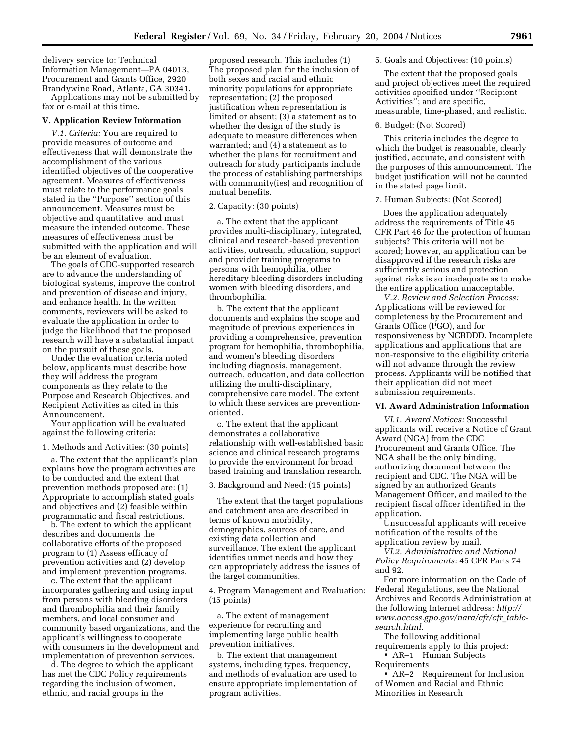delivery service to: Technical Information Management—PA 04013, Procurement and Grants Office, 2920 Brandywine Road, Atlanta, GA 30341.

Applications may not be submitted by fax or e-mail at this time.

### V. Application Review Information

*V.1. Criteria:* You are required to provide measures of outcome and effectiveness that will demonstrate the accomplishment of the various identified objectives of the cooperative agreement. Measures of effectiveness must relate to the performance goals stated in the ''Purpose'' section of this announcement. Measures must be objective and quantitative, and must measure the intended outcome. These measures of effectiveness must be submitted with the application and will be an element of evaluation.

The goals of CDC-supported research are to advance the understanding of biological systems, improve the control and prevention of disease and injury, and enhance health. In the written comments, reviewers will be asked to evaluate the application in order to judge the likelihood that the proposed research will have a substantial impact on the pursuit of these goals.

Under the evaluation criteria noted below, applicants must describe how they will address the program components as they relate to the Purpose and Research Objectives, and Recipient Activities as cited in this Announcement.

Your application will be evaluated against the following criteria:

1. Methods and Activities: (30 points)

a. The extent that the applicant's plan explains how the program activities are to be conducted and the extent that prevention methods proposed are: (1) Appropriate to accomplish stated goals and objectives and (2) feasible within programmatic and fiscal restrictions.

b. The extent to which the applicant describes and documents the collaborative efforts of the proposed program to (1) Assess efficacy of prevention activities and (2) develop and implement prevention programs.

c. The extent that the applicant incorporates gathering and using input from persons with bleeding disorders and thrombophilia and their family members, and local consumer and community based organizations, and the applicant's willingness to cooperate with consumers in the development and implementation of prevention services.

d. The degree to which the applicant has met the CDC Policy requirements regarding the inclusion of women, ethnic, and racial groups in the proposed research. This includes (1) The proposed plan for the inclusion of both sexes and racial and ethnic minority populations for appropriate representation; (2) the proposed justification when representation is limited or absent; (3) a statement as to whether the design of the study is adequate to measure differences when warranted; and (4) a statement as to whether the plans for recruitment and outreach for study participants include the process of establishing partnerships with community(ies) and recognition of mutual benefits.

2. Capacity: (30 points)

a. The extent that the applicant provides multi-disciplinary, integrated, clinical and research-based prevention activities, outreach, education, support and provider training programs to persons with hemophilia, other hereditary bleeding disorders including women with bleeding disorders, and thrombophilia.

b. The extent that the applicant documents and explains the scope and magnitude of previous experiences in providing a comprehensive, prevention program for hemophilia, thrombophilia, and women's bleeding disorders including diagnosis, management, outreach, education, and data collection utilizing the multi-disciplinary, comprehensive care model. The extent to which these services are prevention-oriented.

c. The extent that the applicant demonstrates a collaborative relationship with well-established basic science and clinical research programs to provide the environment for broad based training and translation research.

3. Background and Need: (15 points)

The extent that the target populations and catchment area are described in terms of known morbidity, demographics, sources of care, and existing data collection and surveillance. The extent the applicant identifies unmet needs and how they can appropriately address the issues of the target communities.

4. Program Management and Evaluation: (15 points)

a. The extent of management experience for recruiting and implementing large public health prevention initiatives.

b. The extent that management systems, including types, frequency, and methods of evaluation are used to ensure appropriate implementation of program activities.

5. Goals and Objectives: (10 points)

The extent that the proposed goals and project objectives meet the required activities specified under ''Recipient Activities''; and are specific, measurable, time-phased, and realistic.

6. Budget: (Not Scored)

This criteria includes the degree to which the budget is reasonable, clearly justified, accurate, and consistent with the purposes of this announcement. The budget justification will not be counted in the stated page limit.

7. Human Subjects: (Not Scored)

Does the application adequately address the requirements of Title 45 CFR Part 46 for the protection of human subjects? This criteria will not be scored; however, an application can be disapproved if the research risks are sufficiently serious and protection against risks is so inadequate as to make the entire application unacceptable.

*V.2. Review and Selection Process:* Applications will be reviewed for completeness by the Procurement and Grants Office (PGO), and for responsiveness by NCBDDD. Incomplete applications and applications that are non-responsive to the eligibility criteria will not advance through the review process. Applicants will be notified that their application did not meet submission requirements.

### VI. Award Administration Information

*VI.1. Award Notices:* Successful applicants will receive a Notice of Grant Award (NGA) from the CDC Procurement and Grants Office. The NGA shall be the only binding, authorizing document between the recipient and CDC. The NGA will be signed by an authorized Grants Management Officer, and mailed to the recipient fiscal officer identified in the application.

Unsuccessful applicants will receive notification of the results of the application review by mail.

*VI.2. Administrative and National Policy Requirements:* 45 CFR Parts 74 and 92.

For more information on the Code of Federal Regulations, see the National Archives and Records Administration at the following Internet address: *http://www.access.gpo.gov/nara/cfr/cfr_table-search.html.*

The following additional requirements apply to this project:

- AR–1 Human Subjects Requirements
- AR–2 Requirement for Inclusion of Women and Racial and Ethnic Minorities in Research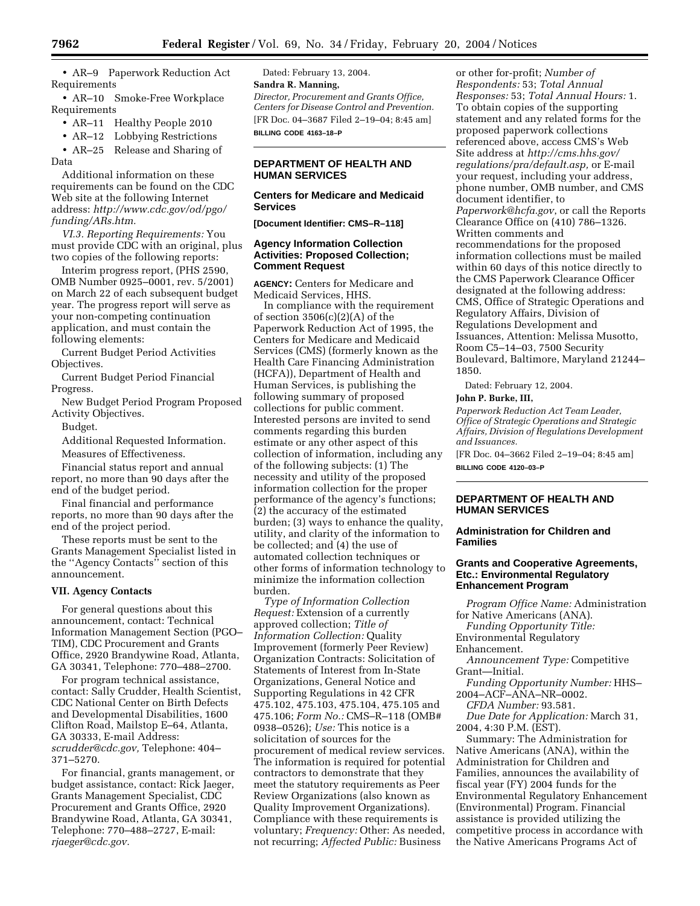- AR–9 Paperwork Reduction Act Requirements
- AR–10 Smoke-Free Workplace Requirements
- AR–11 Healthy People 2010
- AR–12 Lobbying Restrictions
- AR–25 Release and Sharing of Data

Additional information on these requirements can be found on the CDC Web site at the following Internet address: *http://www.cdc.gov/od/pgo/funding/ARs.htm.*

*VI.3. Reporting Requirements:* You must provide CDC with an original, plus two copies of the following reports:

Interim progress report, (PHS 2590, OMB Number 0925–0001, rev. 5/2001) on March 22 of each subsequent budget year. The progress report will serve as your non-competing continuation application, and must contain the following elements:

Current Budget Period Activities Objectives.

Current Budget Period Financial Progress.

New Budget Period Program Proposed Activity Objectives.

Budget.

Additional Requested Information.

Measures of Effectiveness.

Financial status report and annual report, no more than 90 days after the end of the budget period.

Final financial and performance reports, no more than 90 days after the end of the project period.

These reports must be sent to the Grants Management Specialist listed in the ''Agency Contacts'' section of this announcement.

### VII. Agency Contacts

For general questions about this announcement, contact: Technical Information Management Section (PGO–TIM), CDC Procurement and Grants Office, 2920 Brandywine Road, Atlanta, GA 30341, Telephone: 770–488–2700.

For program technical assistance, contact: Sally Crudder, Health Scientist, CDC National Center on Birth Defects and Developmental Disabilities, 1600 Clifton Road, Mailstop E–64, Atlanta, GA 30333, E-mail Address: *scrudder@cdc.gov,* Telephone: 404–371–5270.

For financial, grants management, or budget assistance, contact: Rick Jaeger, Grants Management Specialist, CDC Procurement and Grants Office, 2920 Brandywine Road, Atlanta, GA 30341, Telephone: 770–488–2727, E-mail: *rjaeger@cdc.gov.*

Dated: February 13, 2004.

**Sandra R. Manning,**

*Director, Procurement and Grants Office, Centers for Disease Control and Prevention.*

[FR Doc. 04–3687 Filed 2–19–04; 8:45 am]

**BILLING CODE 4163–18–P**

## DEPARTMENT OF HEALTH AND HUMAN SERVICES

### Centers for Medicare and Medicaid Services

**[Document Identifier: CMS–R–118]**

### Agency Information Collection Activities: Proposed Collection; Comment Request

**AGENCY:** Centers for Medicare and Medicaid Services, HHS.

In compliance with the requirement of section 3506(c)(2)(A) of the Paperwork Reduction Act of 1995, the Centers for Medicare and Medicaid Services (CMS) (formerly known as the Health Care Financing Administration (HCFA)), Department of Health and Human Services, is publishing the following summary of proposed collections for public comment. Interested persons are invited to send comments regarding this burden estimate or any other aspect of this collection of information, including any of the following subjects: (1) The necessity and utility of the proposed information collection for the proper performance of the agency's functions; (2) the accuracy of the estimated burden; (3) ways to enhance the quality, utility, and clarity of the information to be collected; and (4) the use of automated collection techniques or other forms of information technology to minimize the information collection burden.

*Type of Information Collection Request:* Extension of a currently approved collection; *Title of Information Collection:* Quality Improvement (formerly Peer Review) Organization Contracts: Solicitation of Statements of Interest from In-State Organizations, General Notice and Supporting Regulations in 42 CFR 475.102, 475.103, 475.104, 475.105 and 475.106; *Form No.:* CMS–R–118 (OMB# 0938–0526); *Use:* This notice is a solicitation of sources for the procurement of medical review services. The information is required for potential contractors to demonstrate that they meet the statutory requirements as Peer Review Organizations (also known as Quality Improvement Organizations). Compliance with these requirements is voluntary; *Frequency:* Other: As needed, not recurring; *Affected Public:* Business or other for-profit; *Number of Respondents:* 53; *Total Annual Responses:* 53; *Total Annual Hours:* 1. To obtain copies of the supporting statement and any related forms for the proposed paperwork collections referenced above, access CMS's Web Site address at *http://cms.hhs.gov/regulations/pra/default.asp,* or E-mail your request, including your address, phone number, OMB number, and CMS document identifier, to *Paperwork@hcfa.gov*, or call the Reports Clearance Office on (410) 786–1326. Written comments and recommendations for the proposed information collections must be mailed within 60 days of this notice directly to the CMS Paperwork Clearance Officer designated at the following address: CMS, Office of Strategic Operations and Regulatory Affairs, Division of Regulations Development and Issuances, Attention: Melissa Musotto, Room C5–14–03, 7500 Security Boulevard, Baltimore, Maryland 21244–1850.

Dated: February 12, 2004.

**John P. Burke, III,**

*Paperwork Reduction Act Team Leader, Office of Strategic Operations and Strategic Affairs, Division of Regulations Development and Issuances.*

[FR Doc. 04–3662 Filed 2–19–04; 8:45 am]

**BILLING CODE 4120–03–P**

## DEPARTMENT OF HEALTH AND HUMAN SERVICES

### Administration for Children and Families

### Grants and Cooperative Agreements, Etc.: Environmental Regulatory Enhancement Program

*Program Office Name:* Administration for Native Americans (ANA).

*Funding Opportunity Title:* Environmental Regulatory Enhancement.

*Announcement Type:* Competitive Grant—Initial.

*Funding Opportunity Number:* HHS–2004–ACF–ANA–NR–0002.

*CFDA Number:* 93.581.

*Due Date for Application:* March 31, 2004, 4:30 P.M. (EST).

Summary: The Administration for Native Americans (ANA), within the Administration for Children and Families, announces the availability of fiscal year (FY) 2004 funds for the Environmental Regulatory Enhancement (Environmental) Program. Financial assistance is provided utilizing the competitive process in accordance with the Native Americans Programs Act of